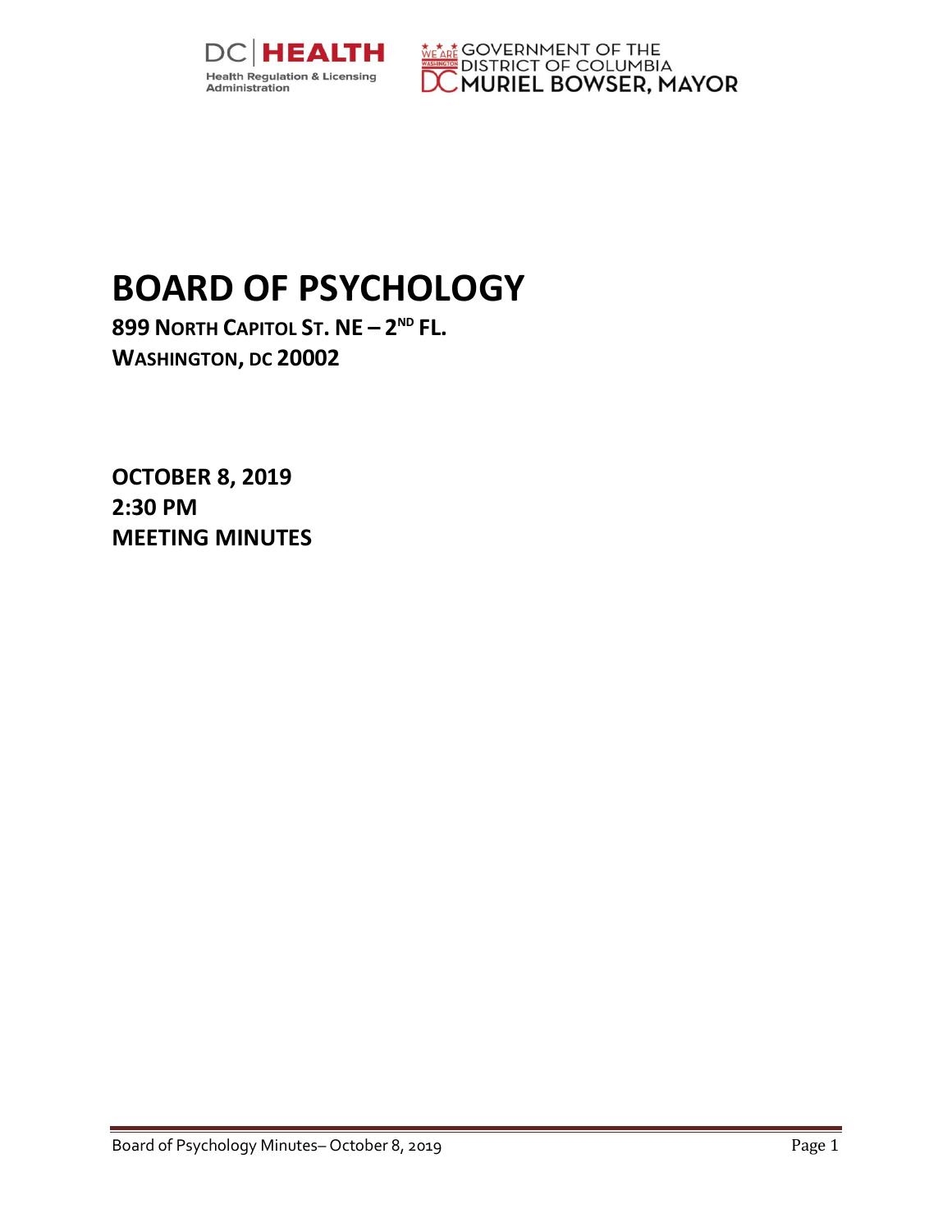DC HEALTH
Health Regulation & Licensing Administration

GOVERNMENT OF THE DISTRICT OF COLUMBIA
MURIEL BOWSER, MAYOR

# BOARD OF PSYCHOLOGY

**899 NORTH CAPITOL ST. NE – 2ND FL.**
**WASHINGTON, DC 20002**

**OCTOBER 8, 2019**
**2:30 PM**
**MEETING MINUTES**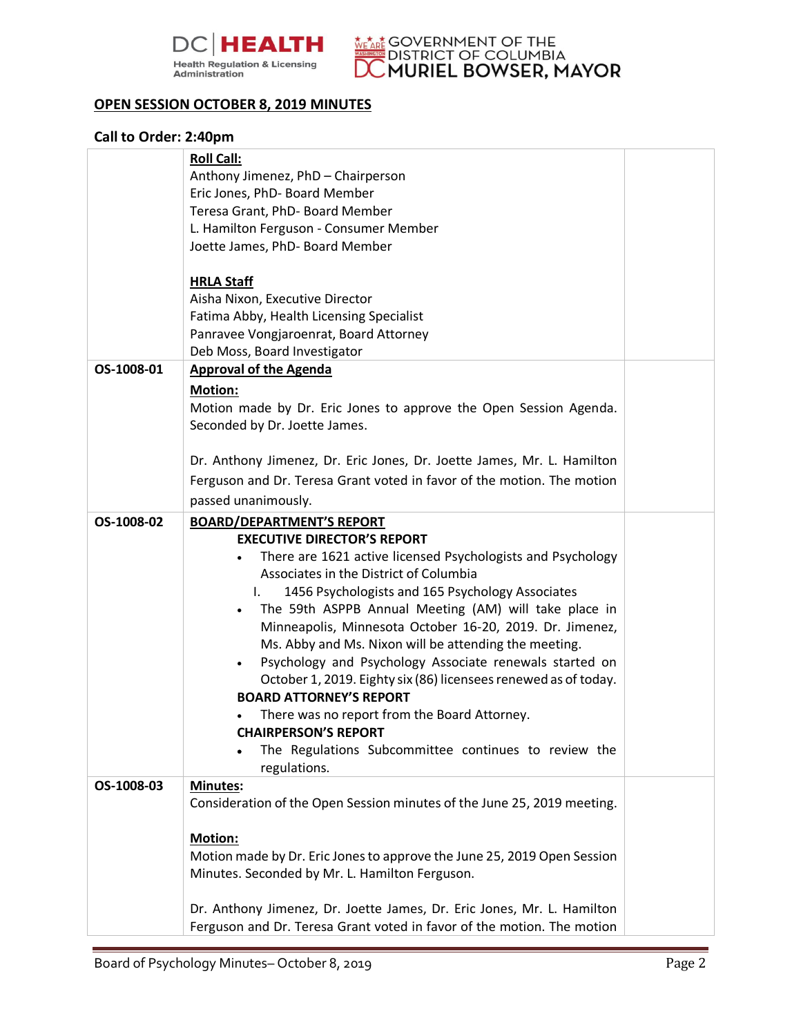## OPEN SESSION OCTOBER 8, 2019 MINUTES

### Call to Order: 2:40pm

| | | |
|---|---|---|
| | **Roll Call:**<br>Anthony Jimenez, PhD – Chairperson<br>Eric Jones, PhD- Board Member<br>Teresa Grant, PhD- Board Member<br>L. Hamilton Ferguson - Consumer Member<br>Joette James, PhD- Board Member<br><br>**HRLA Staff**<br>Aisha Nixon, Executive Director<br>Fatima Abby, Health Licensing Specialist<br>Panravee Vongjaroenrat, Board Attorney<br>Deb Moss, Board Investigator | |
| **OS-1008-01** | **Approval of the Agenda**<br>**Motion:**<br>Motion made by Dr. Eric Jones to approve the Open Session Agenda. Seconded by Dr. Joette James.<br><br>Dr. Anthony Jimenez, Dr. Eric Jones, Dr. Joette James, Mr. L. Hamilton Ferguson and Dr. Teresa Grant voted in favor of the motion. The motion passed unanimously. | |
| **OS-1008-02** | **BOARD/DEPARTMENT'S REPORT**<br>**EXECUTIVE DIRECTOR'S REPORT**<br>• There are 1621 active licensed Psychologists and Psychology Associates in the District of Columbia<br>I. 1456 Psychologists and 165 Psychology Associates<br>• The 59th ASPPB Annual Meeting (AM) will take place in Minneapolis, Minnesota October 16-20, 2019. Dr. Jimenez, Ms. Abby and Ms. Nixon will be attending the meeting.<br>• Psychology and Psychology Associate renewals started on October 1, 2019. Eighty six (86) licensees renewed as of today.<br>**BOARD ATTORNEY'S REPORT**<br>• There was no report from the Board Attorney.<br>**CHAIRPERSON'S REPORT**<br>• The Regulations Subcommittee continues to review the regulations. | |
| **OS-1008-03** | **Minutes:**<br>Consideration of the Open Session minutes of the June 25, 2019 meeting.<br><br>**Motion:**<br>Motion made by Dr. Eric Jones to approve the June 25, 2019 Open Session Minutes. Seconded by Mr. L. Hamilton Ferguson.<br><br>Dr. Anthony Jimenez, Dr. Joette James, Dr. Eric Jones, Mr. L. Hamilton Ferguson and Dr. Teresa Grant voted in favor of the motion. The motion | |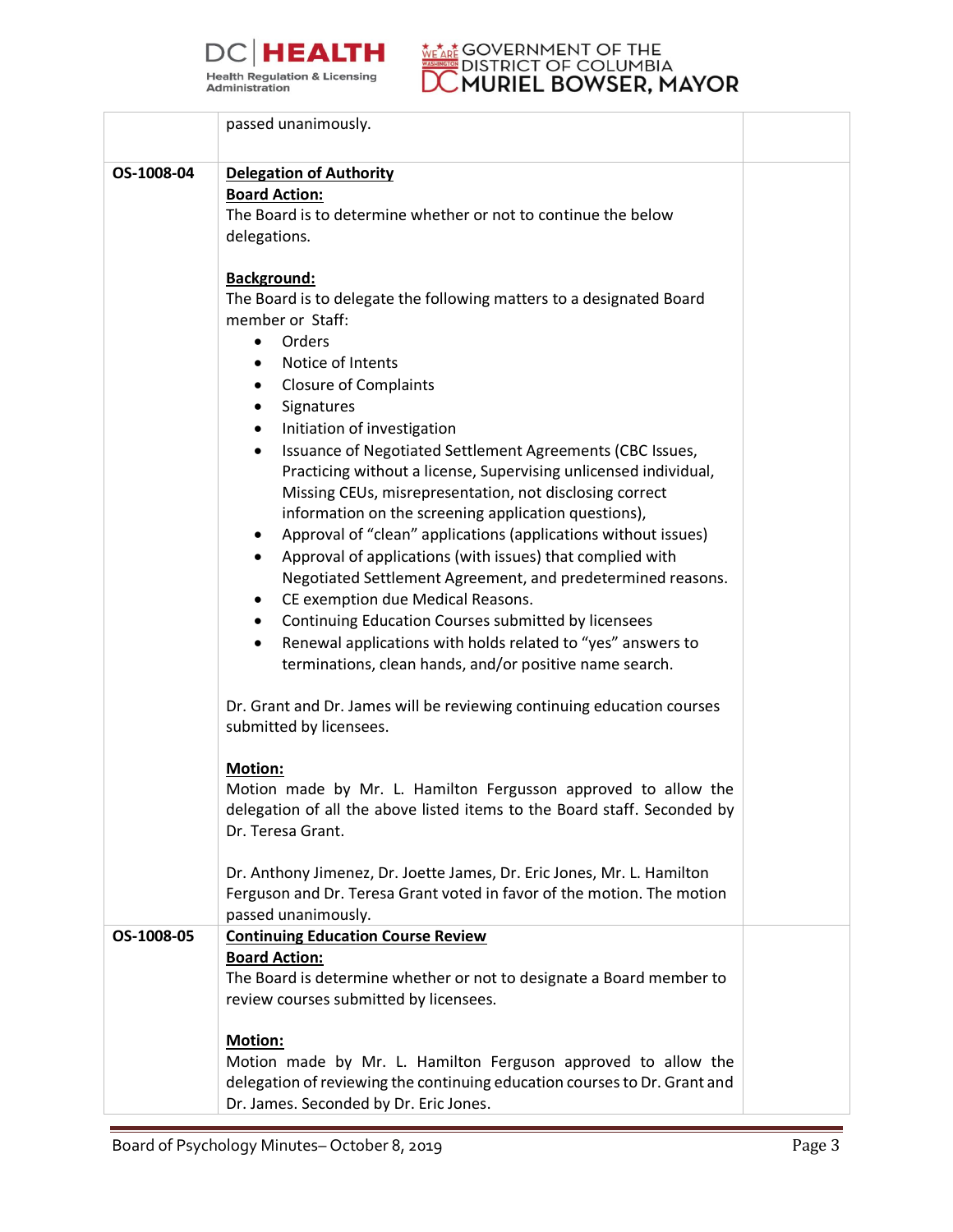| | | |
|---|---|---|
| | passed unanimously. | |
| OS-1008-04 | **Delegation of Authority**<br>**Board Action:**<br>The Board is to determine whether or not to continue the below delegations.<br><br>**Background:**<br>The Board is to delegate the following matters to a designated Board member or Staff:<br>• Orders<br>• Notice of Intents<br>• Closure of Complaints<br>• Signatures<br>• Initiation of investigation<br>• Issuance of Negotiated Settlement Agreements (CBC Issues, Practicing without a license, Supervising unlicensed individual, Missing CEUs, misrepresentation, not disclosing correct information on the screening application questions),<br>• Approval of "clean" applications (applications without issues)<br>• Approval of applications (with issues) that complied with Negotiated Settlement Agreement, and predetermined reasons.<br>• CE exemption due Medical Reasons.<br>• Continuing Education Courses submitted by licensees<br>• Renewal applications with holds related to "yes" answers to terminations, clean hands, and/or positive name search.<br><br>Dr. Grant and Dr. James will be reviewing continuing education courses submitted by licensees.<br><br>**Motion:**<br>Motion made by Mr. L. Hamilton Fergusson approved to allow the delegation of all the above listed items to the Board staff. Seconded by Dr. Teresa Grant.<br><br>Dr. Anthony Jimenez, Dr. Joette James, Dr. Eric Jones, Mr. L. Hamilton Ferguson and Dr. Teresa Grant voted in favor of the motion. The motion passed unanimously. | |
| OS-1008-05 | **Continuing Education Course Review**<br>**Board Action:**<br>The Board is determine whether or not to designate a Board member to review courses submitted by licensees.<br><br>**Motion:**<br>Motion made by Mr. L. Hamilton Ferguson approved to allow the delegation of reviewing the continuing education courses to Dr. Grant and Dr. James. Seconded by Dr. Eric Jones. | |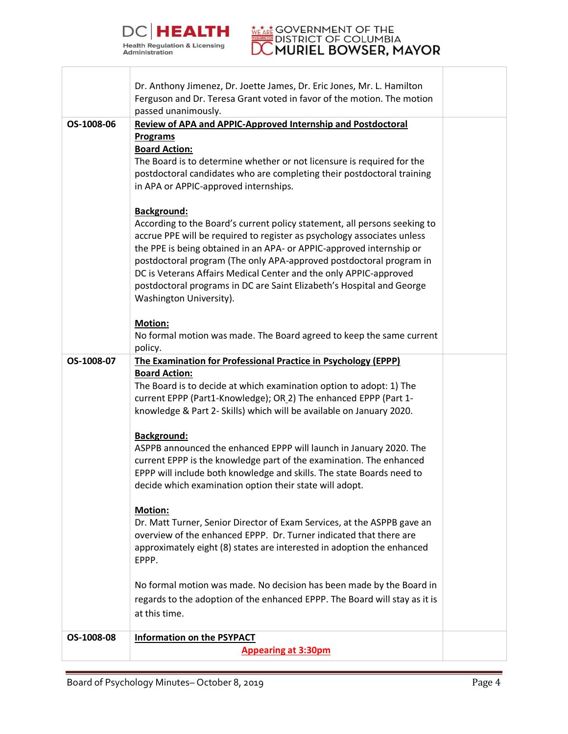| | | |
|---|---|---|
| | Dr. Anthony Jimenez, Dr. Joette James, Dr. Eric Jones, Mr. L. Hamilton Ferguson and Dr. Teresa Grant voted in favor of the motion. The motion passed unanimously. | |
| OS-1008-06 | **Review of APA and APPIC-Approved Internship and Postdoctoral Programs**<br>**Board Action:**<br>The Board is to determine whether or not licensure is required for the postdoctoral candidates who are completing their postdoctoral training in APA or APPIC-approved internships.<br><br>**Background:**<br>According to the Board's current policy statement, all persons seeking to accrue PPE will be required to register as psychology associates unless the PPE is being obtained in an APA- or APPIC-approved internship or postdoctoral program (The only APA-approved postdoctoral program in DC is Veterans Affairs Medical Center and the only APPIC-approved postdoctoral programs in DC are Saint Elizabeth's Hospital and George Washington University).<br><br>**Motion:**<br>No formal motion was made. The Board agreed to keep the same current policy. | |
| OS-1008-07 | **The Examination for Professional Practice in Psychology (EPPP)**<br>**Board Action:**<br>The Board is to decide at which examination option to adopt: 1) The current EPPP (Part1-Knowledge); OR 2) The enhanced EPPP (Part 1-knowledge & Part 2- Skills) which will be available on January 2020.<br><br>**Background:**<br>ASPPB announced the enhanced EPPP will launch in January 2020. The current EPPP is the knowledge part of the examination. The enhanced EPPP will include both knowledge and skills. The state Boards need to decide which examination option their state will adopt.<br><br>**Motion:**<br>Dr. Matt Turner, Senior Director of Exam Services, at the ASPPB gave an overview of the enhanced EPPP. Dr. Turner indicated that there are approximately eight (8) states are interested in adoption the enhanced EPPP.<br><br>No formal motion was made. No decision has been made by the Board in regards to the adoption of the enhanced EPPP. The Board will stay as it is at this time. | |
| OS-1008-08 | **Information on the PSYPACT**<br>**Appearing at 3:30pm** | |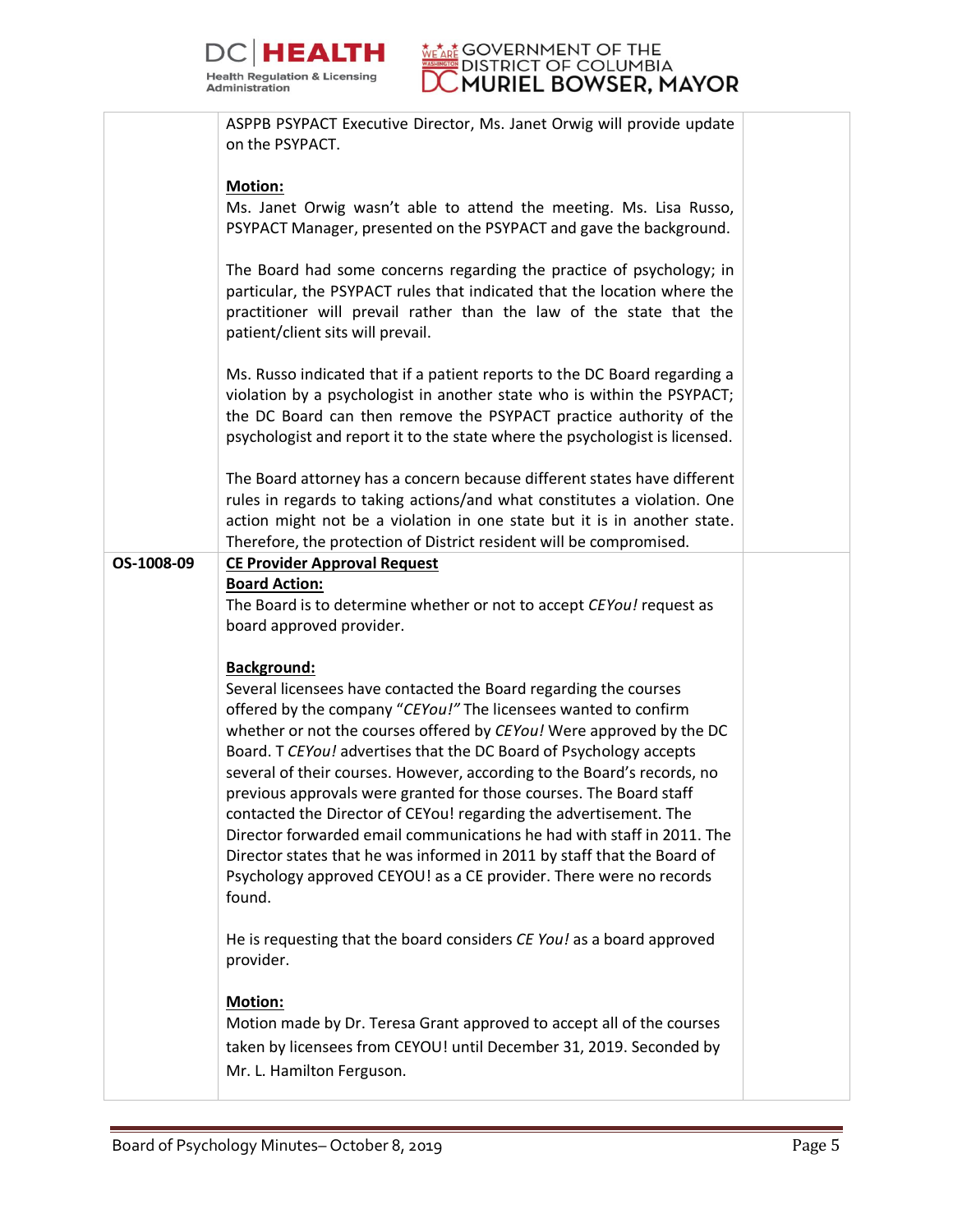| | | |
|---|---|---|
| | ASPPB PSYPACT Executive Director, Ms. Janet Orwig will provide update on the PSYPACT.<br><br>**Motion:**<br>Ms. Janet Orwig wasn't able to attend the meeting. Ms. Lisa Russo, PSYPACT Manager, presented on the PSYPACT and gave the background.<br><br>The Board had some concerns regarding the practice of psychology; in particular, the PSYPACT rules that indicated that the location where the practitioner will prevail rather than the law of the state that the patient/client sits will prevail.<br><br>Ms. Russo indicated that if a patient reports to the DC Board regarding a violation by a psychologist in another state who is within the PSYPACT; the DC Board can then remove the PSYPACT practice authority of the psychologist and report it to the state where the psychologist is licensed.<br><br>The Board attorney has a concern because different states have different rules in regards to taking actions/and what constitutes a violation. One action might not be a violation in one state but it is in another state. Therefore, the protection of District resident will be compromised. | |
| **OS-1008-09** | **CE Provider Approval Request**<br>**Board Action:**<br>The Board is to determine whether or not to accept *CEYou!* request as board approved provider.<br><br>**Background:**<br>Several licensees have contacted the Board regarding the courses offered by the company "*CEYou!"* The licensees wanted to confirm whether or not the courses offered by *CEYou!* Were approved by the DC Board. T *CEYou!* advertises that the DC Board of Psychology accepts several of their courses. However, according to the Board's records, no previous approvals were granted for those courses. The Board staff contacted the Director of CEYou! regarding the advertisement. The Director forwarded email communications he had with staff in 2011. The Director states that he was informed in 2011 by staff that the Board of Psychology approved CEYOU! as a CE provider. There were no records found.<br><br>He is requesting that the board considers *CE You!* as a board approved provider.<br><br>**Motion:**<br>Motion made by Dr. Teresa Grant approved to accept all of the courses taken by licensees from CEYOU! until December 31, 2019. Seconded by Mr. L. Hamilton Ferguson. | |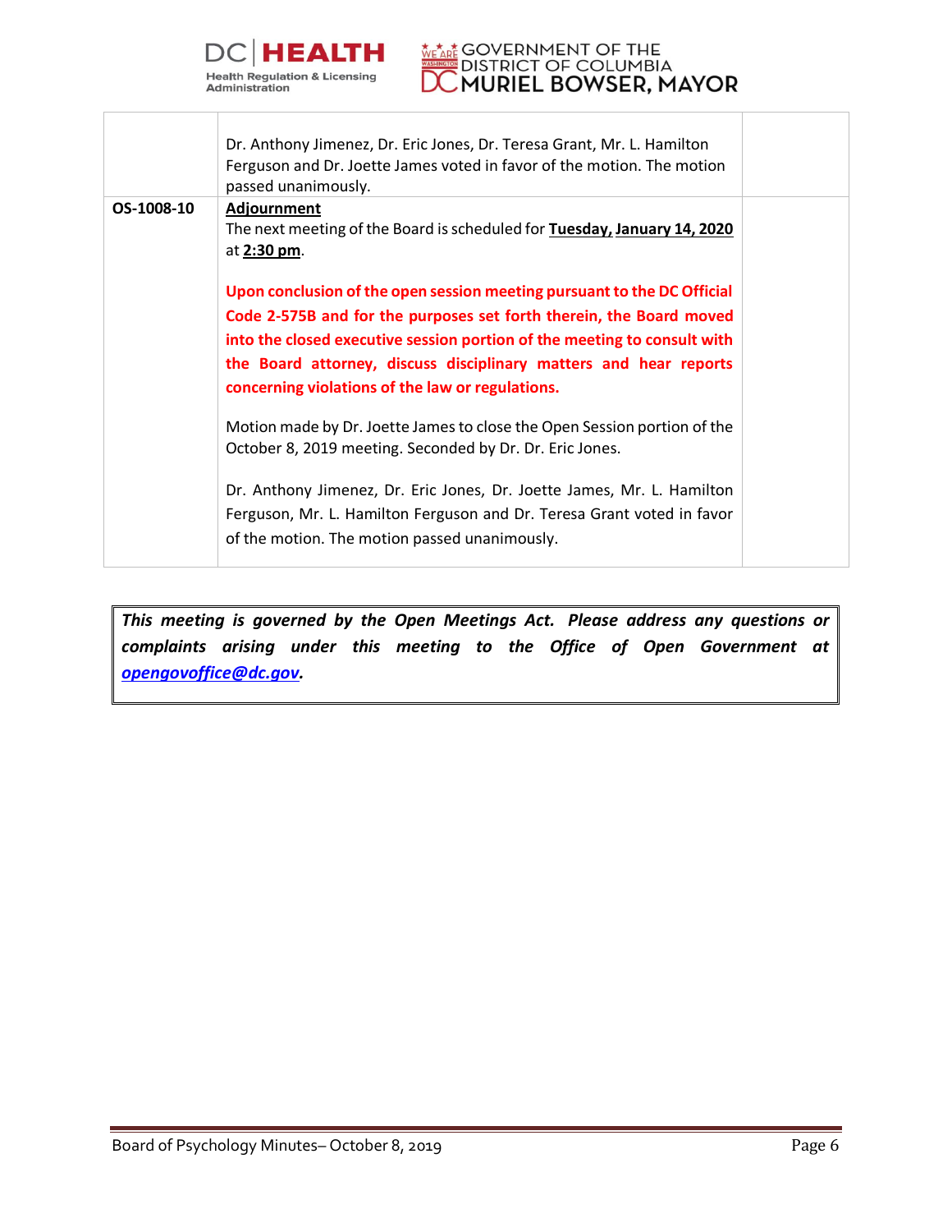| | | |
|---|---|---|
| | Dr. Anthony Jimenez, Dr. Eric Jones, Dr. Teresa Grant, Mr. L. Hamilton Ferguson and Dr. Joette James voted in favor of the motion. The motion passed unanimously. | |
| OS-1008-10 | **Adjournment**<br>The next meeting of the Board is scheduled for **Tuesday, January 14, 2020** at **2:30 pm**.<br><br>**Upon conclusion of the open session meeting pursuant to the DC Official Code 2-575B and for the purposes set forth therein, the Board moved into the closed executive session portion of the meeting to consult with the Board attorney, discuss disciplinary matters and hear reports concerning violations of the law or regulations.**<br><br>Motion made by Dr. Joette James to close the Open Session portion of the October 8, 2019 meeting. Seconded by Dr. Dr. Eric Jones.<br><br>Dr. Anthony Jimenez, Dr. Eric Jones, Dr. Joette James, Mr. L. Hamilton Ferguson, Mr. L. Hamilton Ferguson and Dr. Teresa Grant voted in favor of the motion. The motion passed unanimously. | |

***This meeting is governed by the Open Meetings Act. Please address any questions or complaints arising under this meeting to the Office of Open Government at opengovoffice@dc.gov.***